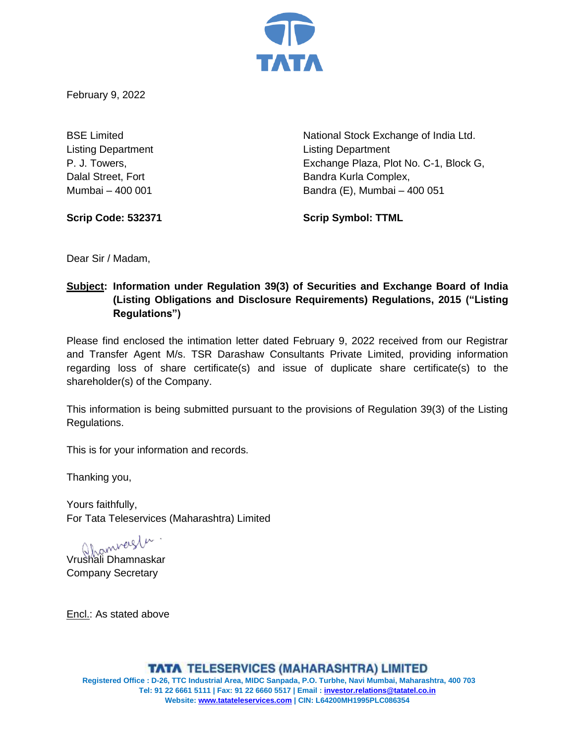February 9, 2022

BSE Limited
Listing Department
P. J. Towers,
Dalal Street, Fort
Mumbai – 400 001

**Scrip Code: 532371**

National Stock Exchange of India Ltd.
Listing Department
Exchange Plaza, Plot No. C-1, Block G,
Bandra Kurla Complex,
Bandra (E), Mumbai – 400 051

**Scrip Symbol: TTML**

Dear Sir / Madam,

**Subject: Information under Regulation 39(3) of Securities and Exchange Board of India (Listing Obligations and Disclosure Requirements) Regulations, 2015 ("Listing Regulations")**

Please find enclosed the intimation letter dated February 9, 2022 received from our Registrar and Transfer Agent M/s. TSR Darashaw Consultants Private Limited, providing information regarding loss of share certificate(s) and issue of duplicate share certificate(s) to the shareholder(s) of the Company.

This information is being submitted pursuant to the provisions of Regulation 39(3) of the Listing Regulations.

This is for your information and records.

Thanking you,

Yours faithfully,
For Tata Teleservices (Maharashtra) Limited

Vrushali Dhamnaskar
Company Secretary

Encl.: As stated above

**TATA TELESERVICES (MAHARASHTRA) LIMITED**
Registered Office : D-26, TTC Industrial Area, MIDC Sanpada, P.O. Turbhe, Navi Mumbai, Maharashtra, 400 703
Tel: 91 22 6661 5111 | Fax: 91 22 6660 5517 | Email : investor.relations@tatatel.co.in
Website: www.tatateleservices.com | CIN: L64200MH1995PLC086354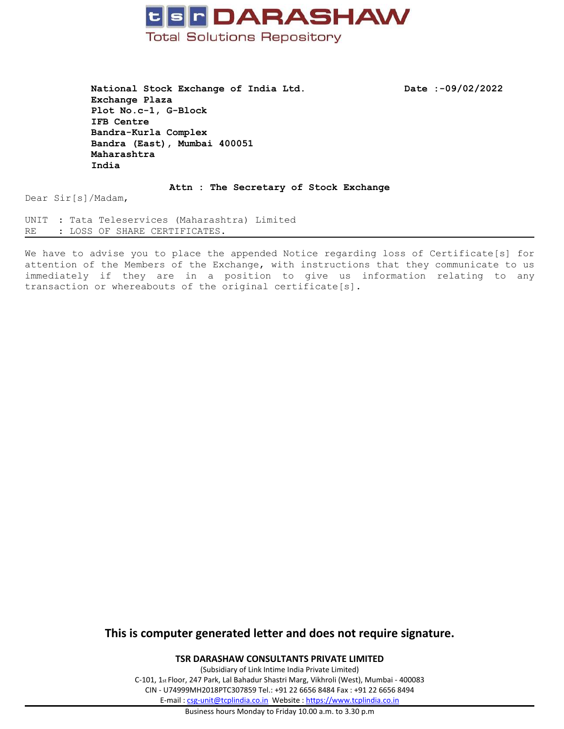**TSR DARASHAW**
Total Solutions Repository

**National Stock Exchange of India Ltd.**
**Exchange Plaza**
**Plot No.c-1, G-Block**
**IFB Centre**
**Bandra-Kurla Complex**
**Bandra (East), Mumbai 400051**
**Maharashtra**
**India**

**Date :-09/02/2022**

**Attn : The Secretary of Stock Exchange**

Dear Sir[s]/Madam,

UNIT : Tata Teleservices (Maharashtra) Limited
RE : LOSS OF SHARE CERTIFICATES.

---

We have to advise you to place the appended Notice regarding loss of Certificate[s] for attention of the Members of the Exchange, with instructions that they communicate to us immediately if they are in a position to give us information relating to any transaction or whereabouts of the original certificate[s].

**This is computer generated letter and does not require signature.**

**TSR DARASHAW CONSULTANTS PRIVATE LIMITED**
(Subsidiary of Link Intime India Private Limited)
C-101, 1st Floor, 247 Park, Lal Bahadur Shastri Marg, Vikhroli (West), Mumbai - 400083
CIN - U74999MH2018PTC307859 Tel.: +91 22 6656 8484 Fax : +91 22 6656 8494
E-mail : csg-unit@tcplindia.co.in Website : https://www.tcplindia.co.in

Business hours Monday to Friday 10.00 a.m. to 3.30 p.m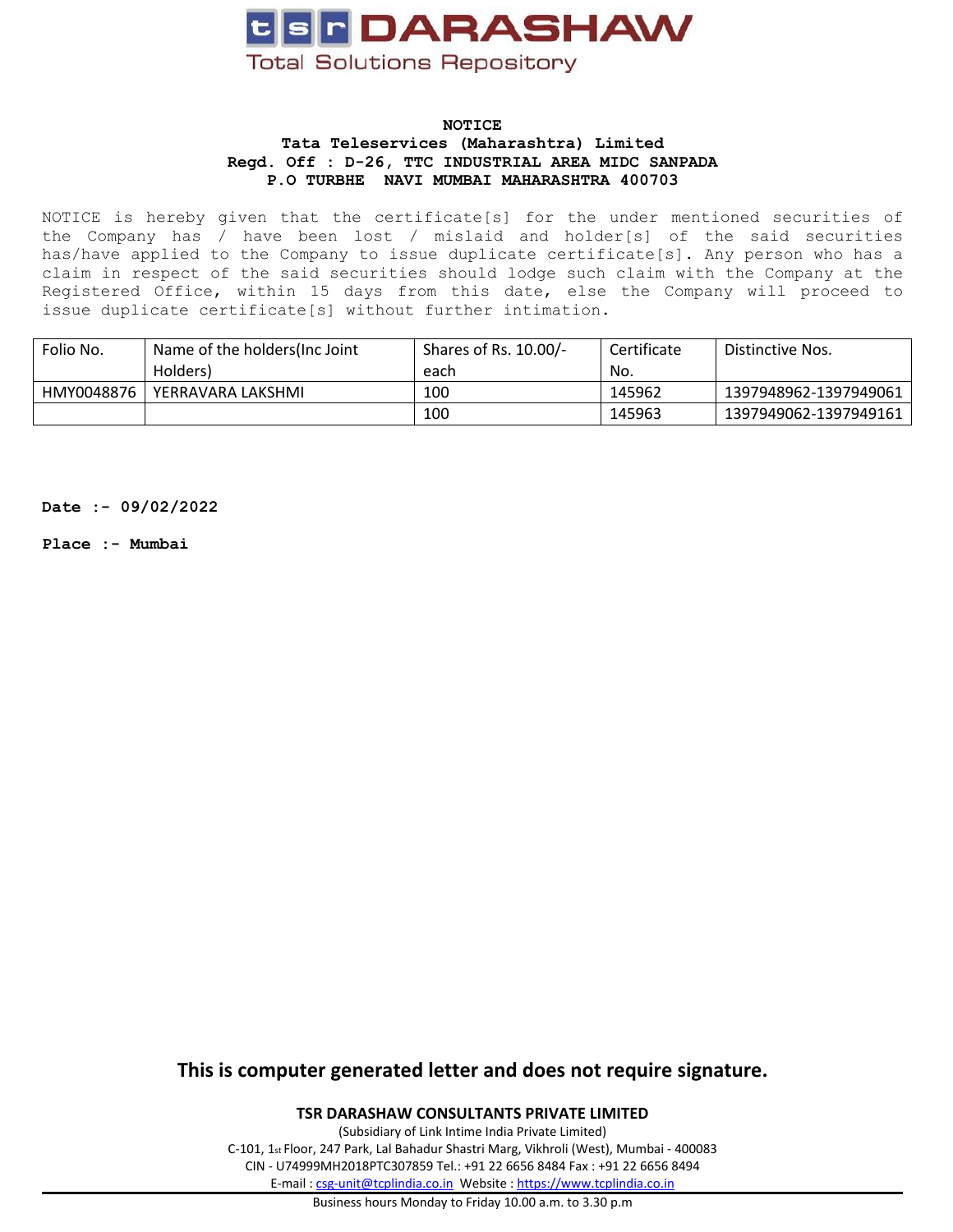**tsr DARASHAW**

Total Solutions Repository

**NOTICE**

**Tata Teleservices (Maharashtra) Limited**

**Regd. Off : D-26, TTC INDUSTRIAL AREA MIDC SANPADA**

**P.O TURBHE NAVI MUMBAI MAHARASHTRA 400703**

NOTICE is hereby given that the certificate[s] for the under mentioned securities of the Company has / have been lost / mislaid and holder[s] of the said securities has/have applied to the Company to issue duplicate certificate[s]. Any person who has a claim in respect of the said securities should lodge such claim with the Company at the Registered Office, within 15 days from this date, else the Company will proceed to issue duplicate certificate[s] without further intimation.

| Folio No. | Name of the holders(Inc Joint Holders) | Shares of Rs. 10.00/- each | Certificate No. | Distinctive Nos. |
|---|---|---|---|---|
| HMY0048876 | YERRAVARA LAKSHMI | 100 | 145962 | 1397948962-1397949061 |
| | | 100 | 145963 | 1397949062-1397949161 |

**Date :- 09/02/2022**

**Place :- Mumbai**

**This is computer generated letter and does not require signature.**

**TSR DARASHAW CONSULTANTS PRIVATE LIMITED**

(Subsidiary of Link Intime India Private Limited)

C-101, 1st Floor, 247 Park, Lal Bahadur Shastri Marg, Vikhroli (West), Mumbai - 400083

CIN - U74999MH2018PTC307859 Tel.: +91 22 6656 8484 Fax : +91 22 6656 8494

E-mail : csg-unit@tcplindia.co.in Website : https://www.tcplindia.co.in

Business hours Monday to Friday 10.00 a.m. to 3.30 p.m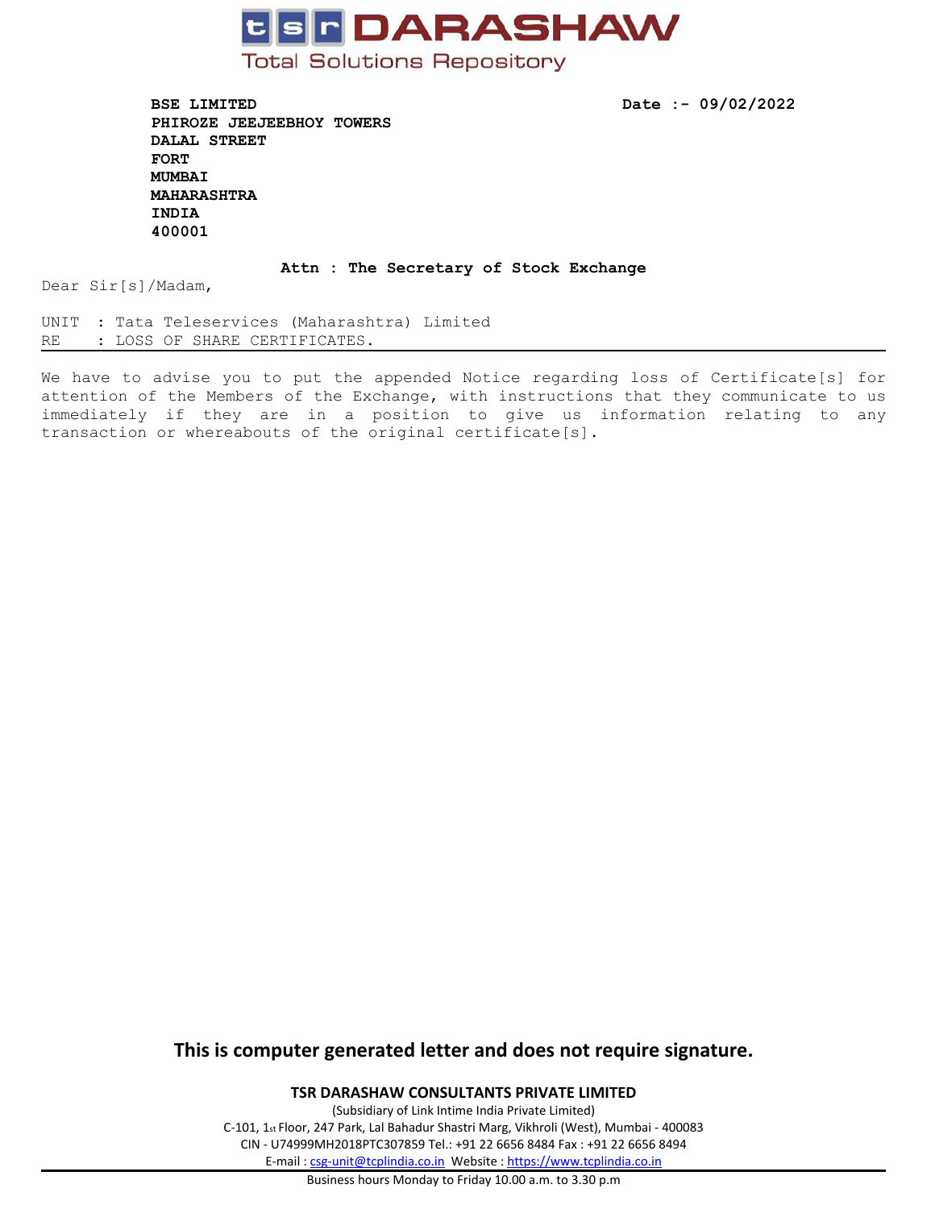# tsr DARASHAW

Total Solutions Repository

**BSE LIMITED**
**PHIROZE JEEJEEBHOY TOWERS**
**DALAL STREET**
**FORT**
**MUMBAI**
**MAHARASHTRA**
**INDIA**
**400001**

**Date :- 09/02/2022**

**Attn : The Secretary of Stock Exchange**

Dear Sir[s]/Madam,

UNIT : Tata Teleservices (Maharashtra) Limited
RE : LOSS OF SHARE CERTIFICATES.

---

We have to advise you to put the appended Notice regarding loss of Certificate[s] for attention of the Members of the Exchange, with instructions that they communicate to us immediately if they are in a position to give us information relating to any transaction or whereabouts of the original certificate[s].

**This is computer generated letter and does not require signature.**

**TSR DARASHAW CONSULTANTS PRIVATE LIMITED**

(Subsidiary of Link Intime India Private Limited)

C-101, 1st Floor, 247 Park, Lal Bahadur Shastri Marg, Vikhroli (West), Mumbai - 400083

CIN - U74999MH2018PTC307859 Tel.: +91 22 6656 8484 Fax : +91 22 6656 8494

E-mail : csg-unit@tcplindia.co.in Website : https://www.tcplindia.co.in

Business hours Monday to Friday 10.00 a.m. to 3.30 p.m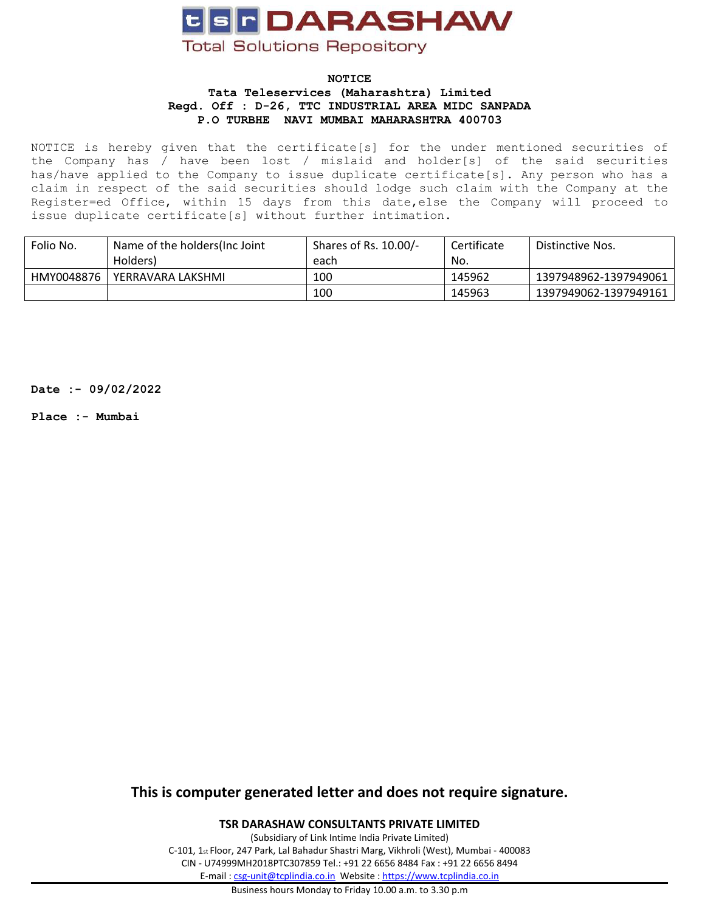tsr DARASHAW

Total Solutions Repository

**NOTICE**

**Tata Teleservices (Maharashtra) Limited**

**Regd. Off : D-26, TTC INDUSTRIAL AREA MIDC SANPADA**

**P.O TURBHE NAVI MUMBAI MAHARASHTRA 400703**

NOTICE is hereby given that the certificate[s] for the under mentioned securities of the Company has / have been lost / mislaid and holder[s] of the said securities has/have applied to the Company to issue duplicate certificate[s]. Any person who has a claim in respect of the said securities should lodge such claim with the Company at the Register=ed Office, within 15 days from this date,else the Company will proceed to issue duplicate certificate[s] without further intimation.

| Folio No. | Name of the holders(Inc Joint Holders) | Shares of Rs. 10.00/- each | Certificate No. | Distinctive Nos. |
|---|---|---|---|---|
| HMY0048876 | YERRAVARA LAKSHMI | 100 | 145962 | 1397948962-1397949061 |
| | | 100 | 145963 | 1397949062-1397949161 |

**Date :- 09/02/2022**

**Place :- Mumbai**

**This is computer generated letter and does not require signature.**

**TSR DARASHAW CONSULTANTS PRIVATE LIMITED**

(Subsidiary of Link Intime India Private Limited)

C-101, 1st Floor, 247 Park, Lal Bahadur Shastri Marg, Vikhroli (West), Mumbai - 400083

CIN - U74999MH2018PTC307859 Tel.: +91 22 6656 8484 Fax : +91 22 6656 8494

E-mail : csg-unit@tcplindia.co.in Website : https://www.tcplindia.co.in

Business hours Monday to Friday 10.00 a.m. to 3.30 p.m